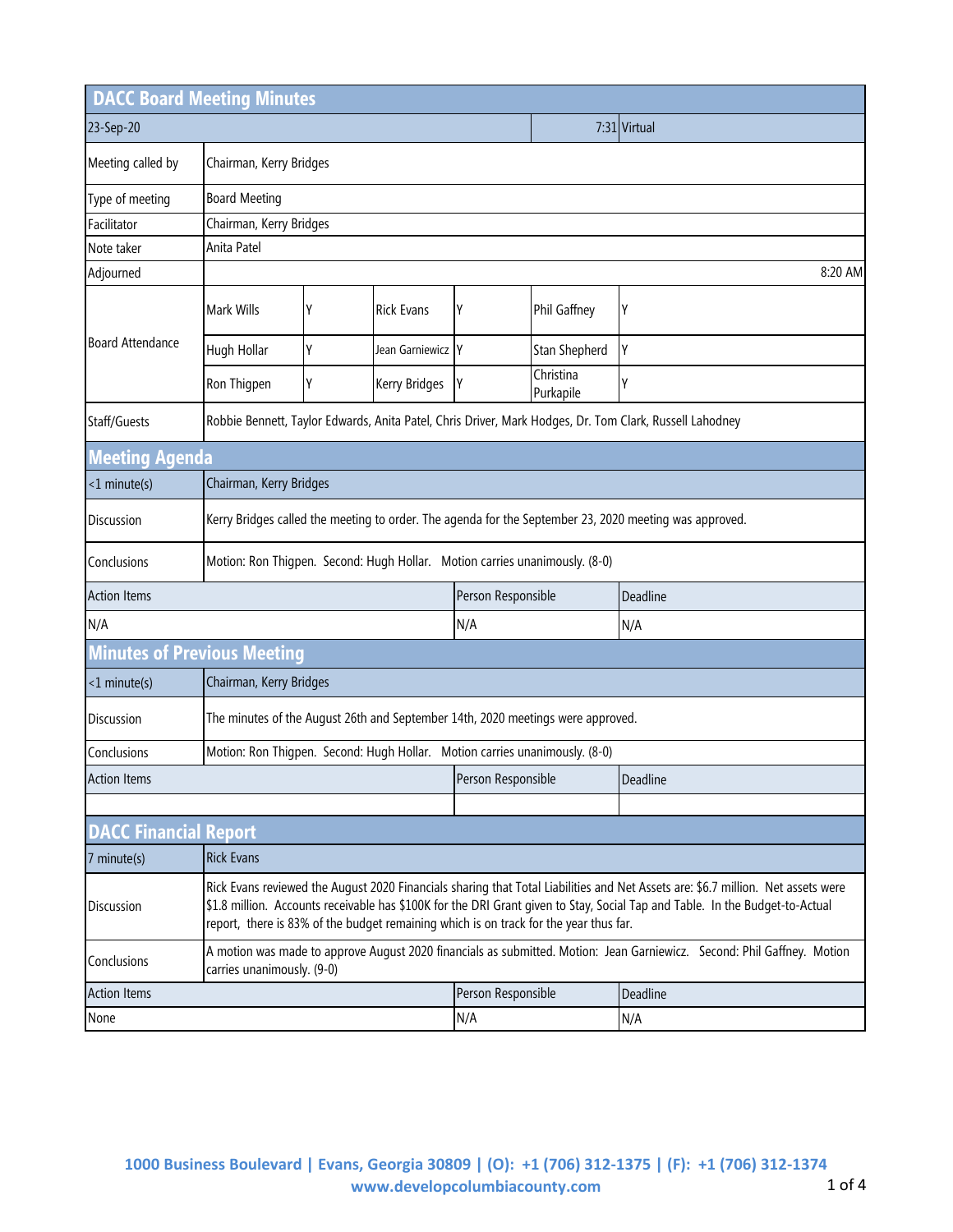# DACC Board Meeting Minutes

| 23-Sep-20 | 7:31 | Virtual |
|---|---|---|

| | |
|---|---|
| Meeting called by | Chairman, Kerry Bridges |
| Type of meeting | Board Meeting |
| Facilitator | Chairman, Kerry Bridges |
| Note taker | Anita Patel |
| Adjourned | 8:20 AM |

| Board Attendance | | | | | | |
|---|---|---|---|---|---|---|
| | Mark Wills | Y | Rick Evans | Y | Phil Gaffney | Y |
| | Hugh Hollar | Y | Jean Garniewicz | Y | Stan Shepherd | Y |
| | Ron Thigpen | Y | Kerry Bridges | Y | Christina Purkapile | Y |

Staff/Guests: Robbie Bennett, Taylor Edwards, Anita Patel, Chris Driver, Mark Hodges, Dr. Tom Clark, Russell Lahodney

## Meeting Agenda

| <1 minute(s) | Chairman, Kerry Bridges |
|---|---|
| Discussion | Kerry Bridges called the meeting to order. The agenda for the September 23, 2020 meeting was approved. |
| Conclusions | Motion: Ron Thigpen. Second: Hugh Hollar. Motion carries unanimously. (8-0) |

| Action Items | Person Responsible | Deadline |
|---|---|---|
| N/A | N/A | N/A |

## Minutes of Previous Meeting

| <1 minute(s) | Chairman, Kerry Bridges |
|---|---|
| Discussion | The minutes of the August 26th and September 14th, 2020 meetings were approved. |
| Conclusions | Motion: Ron Thigpen. Second: Hugh Hollar. Motion carries unanimously. (8-0) |

| Action Items | Person Responsible | Deadline |
|---|---|---|
| | | |

## DACC Financial Report

| 7 minute(s) | Rick Evans |
|---|---|
| Discussion | Rick Evans reviewed the August 2020 Financials sharing that Total Liabilities and Net Assets are: $6.7 million. Net assets were $1.8 million. Accounts receivable has $100K for the DRI Grant given to Stay, Social Tap and Table. In the Budget-to-Actual report, there is 83% of the budget remaining which is on track for the year thus far. |
| Conclusions | A motion was made to approve August 2020 financials as submitted. Motion: Jean Garniewicz. Second: Phil Gaffney. Motion carries unanimously. (9-0) |

| Action Items | Person Responsible | Deadline |
|---|---|---|
| None | N/A | N/A |

1000 Business Boulevard | Evans, Georgia 30809 | (O): +1 (706) 312-1375 | (F): +1 (706) 312-1374
www.developcolumbiacounty.com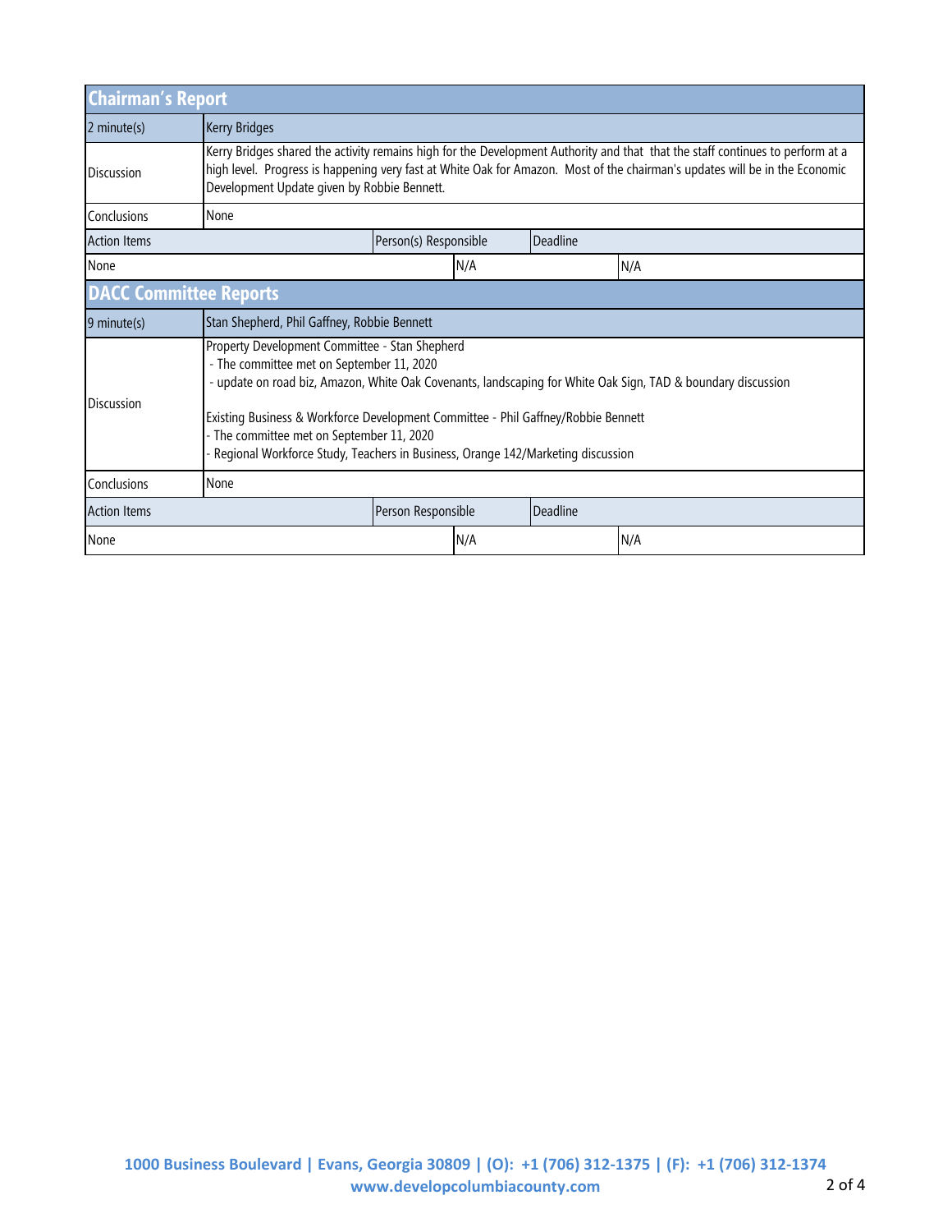## Chairman's Report

| 2 minute(s) | Kerry Bridges | | |
|---|---|---|---|
| Discussion | Kerry Bridges shared the activity remains high for the Development Authority and that that the staff continues to perform at a high level. Progress is happening very fast at White Oak for Amazon. Most of the chairman's updates will be in the Economic Development Update given by Robbie Bennett. | | |
| Conclusions | None | | |
| Action Items | | Person(s) Responsible | Deadline |
| None | | N/A | N/A |

## DACC Committee Reports

| 9 minute(s) | Stan Shepherd, Phil Gaffney, Robbie Bennett | | |
|---|---|---|---|
| Discussion | Property Development Committee - Stan Shepherd<br>- The committee met on September 11, 2020<br>- update on road biz, Amazon, White Oak Covenants, landscaping for White Oak Sign, TAD & boundary discussion<br><br>Existing Business & Workforce Development Committee - Phil Gaffney/Robbie Bennett<br>- The committee met on September 11, 2020<br>- Regional Workforce Study, Teachers in Business, Orange 142/Marketing discussion | | |
| Conclusions | None | | |
| Action Items | | Person Responsible | Deadline |
| None | | N/A | N/A |

1000 Business Boulevard | Evans, Georgia 30809 | (O): +1 (706) 312-1375 | (F): +1 (706) 312-1374
www.developcolumbiacounty.com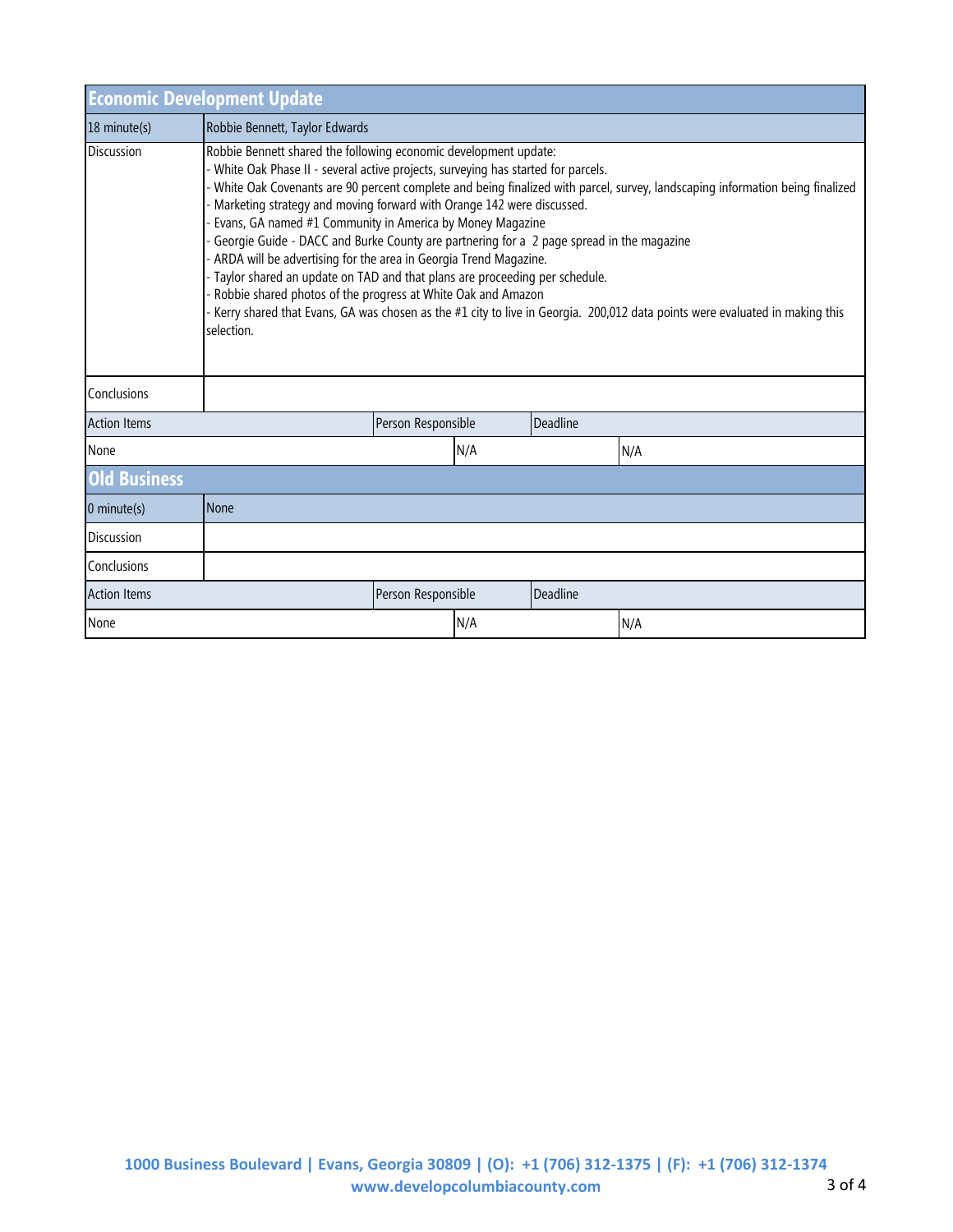## Economic Development Update

| 18 minute(s) | Robbie Bennett, Taylor Edwards |
|---|---|
| Discussion | Robbie Bennett shared the following economic development update:<br>- White Oak Phase II - several active projects, surveying has started for parcels.<br>- White Oak Covenants are 90 percent complete and being finalized with parcel, survey, landscaping information being finalized<br>- Marketing strategy and moving forward with Orange 142 were discussed.<br>- Evans, GA named #1 Community in America by Money Magazine<br>- Georgie Guide - DACC and Burke County are partnering for a 2 page spread in the magazine<br>- ARDA will be advertising for the area in Georgia Trend Magazine.<br>- Taylor shared an update on TAD and that plans are proceeding per schedule.<br>- Robbie shared photos of the progress at White Oak and Amazon<br>- Kerry shared that Evans, GA was chosen as the #1 city to live in Georgia. 200,012 data points were evaluated in making this selection. |
| Conclusions | |

| Action Items | Person Responsible | Deadline |
|---|---|---|
| None | N/A | N/A |

## Old Business

| 0 minute(s) | None |
|---|---|
| Discussion | |
| Conclusions | |

| Action Items | Person Responsible | Deadline |
|---|---|---|
| None | N/A | N/A |

1000 Business Boulevard | Evans, Georgia 30809 | (O): +1 (706) 312-1375 | (F): +1 (706) 312-1374
www.developcolumbiacounty.com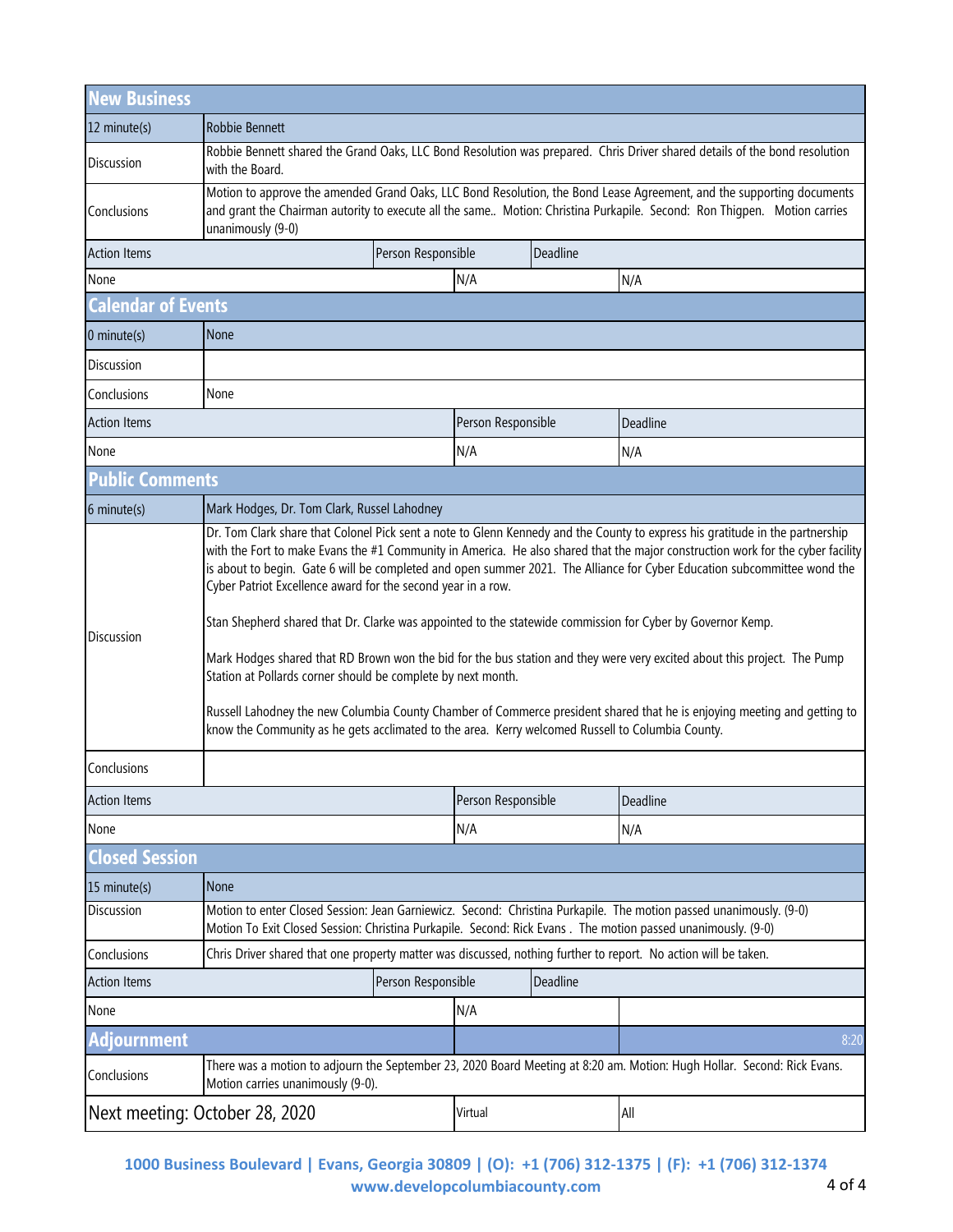## New Business

| | | | |
|---|---|---|---|
| 12 minute(s) | Robbie Bennett | | |
| Discussion | Robbie Bennett shared the Grand Oaks, LLC Bond Resolution was prepared. Chris Driver shared details of the bond resolution with the Board. | | |
| Conclusions | Motion to approve the amended Grand Oaks, LLC Bond Resolution, the Bond Lease Agreement, and the supporting documents and grant the Chairman autority to execute all the same.. Motion: Christina Purkapile. Second: Ron Thigpen. Motion carries unanimously (9-0) | | |
| Action Items | | Person Responsible | Deadline |
| None | | N/A | N/A |

## Calendar of Events

| | | | |
|---|---|---|---|
| 0 minute(s) | None | | |
| Discussion | | | |
| Conclusions | None | | |
| Action Items | | Person Responsible | Deadline |
| None | | N/A | N/A |

## Public Comments

| | | | |
|---|---|---|---|
| 6 minute(s) | Mark Hodges, Dr. Tom Clark, Russel Lahodney | | |
| Discussion | Dr. Tom Clark share that Colonel Pick sent a note to Glenn Kennedy and the County to express his gratitude in the partnership with the Fort to make Evans the #1 Community in America. He also shared that the major construction work for the cyber facility is about to begin. Gate 6 will be completed and open summer 2021. The Alliance for Cyber Education subcommittee wond the Cyber Patriot Excellence award for the second year in a row.<br><br>Stan Shepherd shared that Dr. Clarke was appointed to the statewide commission for Cyber by Governor Kemp.<br><br>Mark Hodges shared that RD Brown won the bid for the bus station and they were very excited about this project. The Pump Station at Pollards corner should be complete by next month.<br><br>Russell Lahodney the new Columbia County Chamber of Commerce president shared that he is enjoying meeting and getting to know the Community as he gets acclimated to the area. Kerry welcomed Russell to Columbia County. | | |
| Conclusions | | | |
| Action Items | | Person Responsible | Deadline |
| None | | N/A | N/A |

## Closed Session

| | | | |
|---|---|---|---|
| 15 minute(s) | None | | |
| Discussion | Motion to enter Closed Session: Jean Garniewicz. Second: Christina Purkapile. The motion passed unanimously. (9-0)<br>Motion To Exit Closed Session: Christina Purkapile. Second: Rick Evans . The motion passed unanimously. (9-0) | | |
| Conclusions | Chris Driver shared that one property matter was discussed, nothing further to report. No action will be taken. | | |
| Action Items | | Person Responsible | Deadline |
| None | | N/A | |

## Adjournment

8:20

| | | | |
|---|---|---|---|
| Conclusions | There was a motion to adjourn the September 23, 2020 Board Meeting at 8:20 am. Motion: Hugh Hollar. Second: Rick Evans. Motion carries unanimously (9-0). | | |
| Next meeting: October 28, 2020 | | Virtual | All |

1000 Business Boulevard | Evans, Georgia 30809 | (O): +1 (706) 312-1375 | (F): +1 (706) 312-1374
www.developcolumbiacounty.com